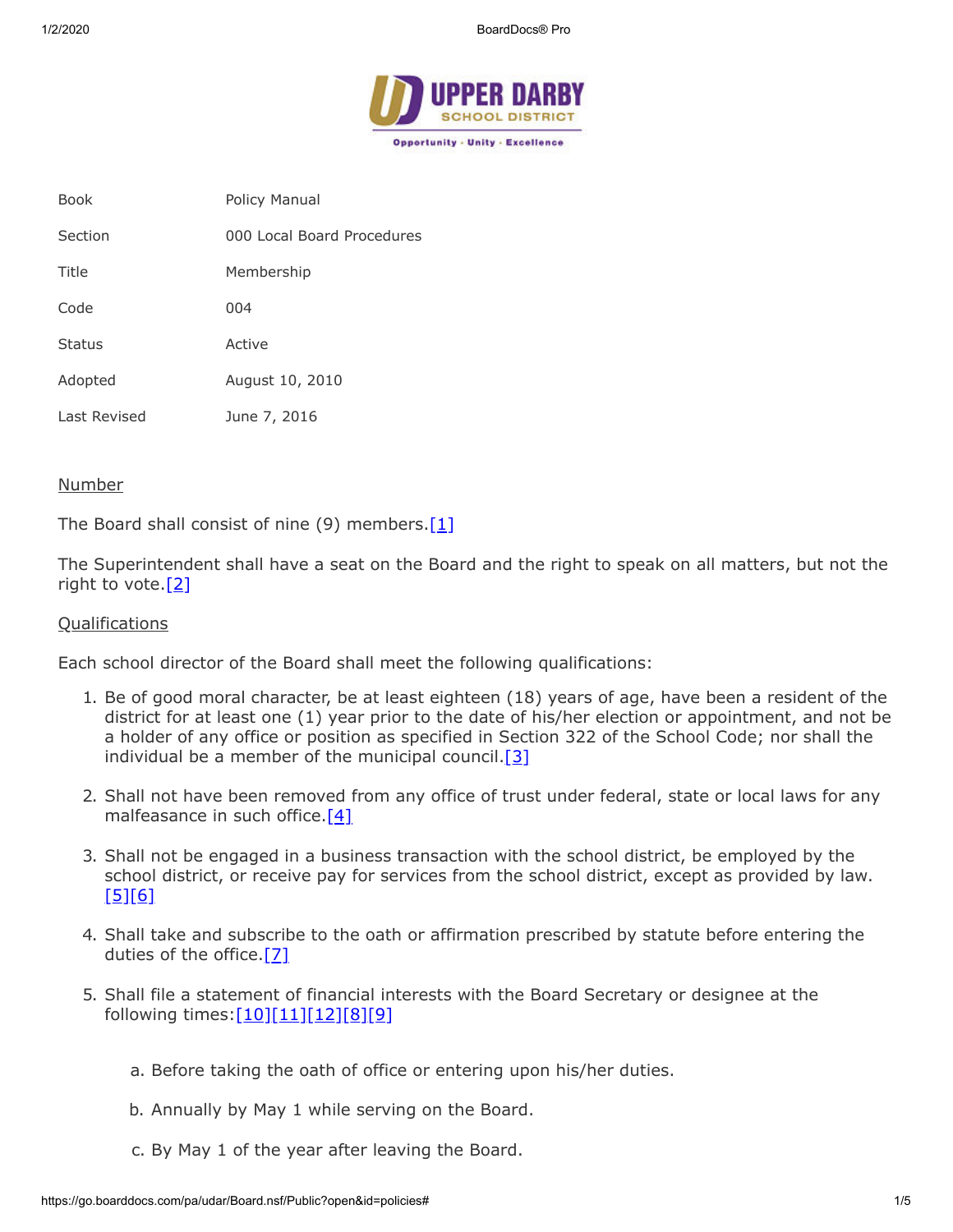| Book | Policy Manual |
| --- | --- |
| Section | 000 Local Board Procedures |
| Title | Membership |
| Code | 004 |
| Status | Active |
| Adopted | August 10, 2010 |
| Last Revised | June 7, 2016 |

## Number

The Board shall consist of nine (9) members.[1]

The Superintendent shall have a seat on the Board and the right to speak on all matters, but not the right to vote.[2]

## Qualifications

Each school director of the Board shall meet the following qualifications:

1. Be of good moral character, be at least eighteen (18) years of age, have been a resident of the district for at least one (1) year prior to the date of his/her election or appointment, and not be a holder of any office or position as specified in Section 322 of the School Code; nor shall the individual be a member of the municipal council.[3]

2. Shall not have been removed from any office of trust under federal, state or local laws for any malfeasance in such office.[4]

3. Shall not be engaged in a business transaction with the school district, be employed by the school district, or receive pay for services from the school district, except as provided by law.[5][6]

4. Shall take and subscribe to the oath or affirmation prescribed by statute before entering the duties of the office.[7]

5. Shall file a statement of financial interests with the Board Secretary or designee at the following times:[10][11][12][8][9]

    a. Before taking the oath of office or entering upon his/her duties.

    b. Annually by May 1 while serving on the Board.

    c. By May 1 of the year after leaving the Board.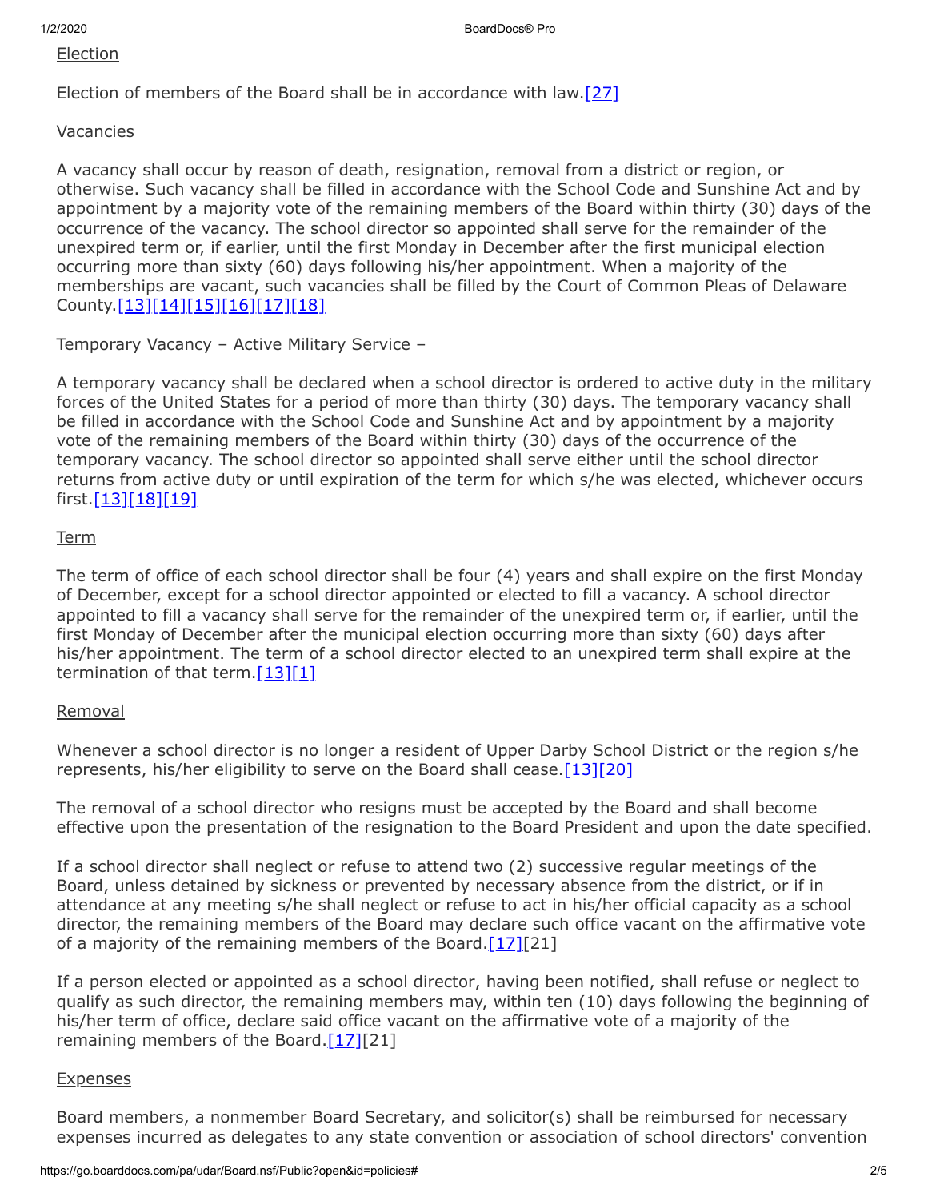Election

Election of members of the Board shall be in accordance with law.[27]

Vacancies

A vacancy shall occur by reason of death, resignation, removal from a district or region, or otherwise. Such vacancy shall be filled in accordance with the School Code and Sunshine Act and by appointment by a majority vote of the remaining members of the Board within thirty (30) days of the occurrence of the vacancy. The school director so appointed shall serve for the remainder of the unexpired term or, if earlier, until the first Monday in December after the first municipal election occurring more than sixty (60) days following his/her appointment. When a majority of the memberships are vacant, such vacancies shall be filled by the Court of Common Pleas of Delaware County.[13][14][15][16][17][18]

Temporary Vacancy – Active Military Service –

A temporary vacancy shall be declared when a school director is ordered to active duty in the military forces of the United States for a period of more than thirty (30) days. The temporary vacancy shall be filled in accordance with the School Code and Sunshine Act and by appointment by a majority vote of the remaining members of the Board within thirty (30) days of the occurrence of the temporary vacancy. The school director so appointed shall serve either until the school director returns from active duty or until expiration of the term for which s/he was elected, whichever occurs first.[13][18][19]

Term

The term of office of each school director shall be four (4) years and shall expire on the first Monday of December, except for a school director appointed or elected to fill a vacancy. A school director appointed to fill a vacancy shall serve for the remainder of the unexpired term or, if earlier, until the first Monday of December after the municipal election occurring more than sixty (60) days after his/her appointment. The term of a school director elected to an unexpired term shall expire at the termination of that term.[13][1]

Removal

Whenever a school director is no longer a resident of Upper Darby School District or the region s/he represents, his/her eligibility to serve on the Board shall cease.[13][20]

The removal of a school director who resigns must be accepted by the Board and shall become effective upon the presentation of the resignation to the Board President and upon the date specified.

If a school director shall neglect or refuse to attend two (2) successive regular meetings of the Board, unless detained by sickness or prevented by necessary absence from the district, or if in attendance at any meeting s/he shall neglect or refuse to act in his/her official capacity as a school director, the remaining members of the Board may declare such office vacant on the affirmative vote of a majority of the remaining members of the Board.[17][21]

If a person elected or appointed as a school director, having been notified, shall refuse or neglect to qualify as such director, the remaining members may, within ten (10) days following the beginning of his/her term of office, declare said office vacant on the affirmative vote of a majority of the remaining members of the Board.[17][21]

Expenses

Board members, a nonmember Board Secretary, and solicitor(s) shall be reimbursed for necessary expenses incurred as delegates to any state convention or association of school directors' convention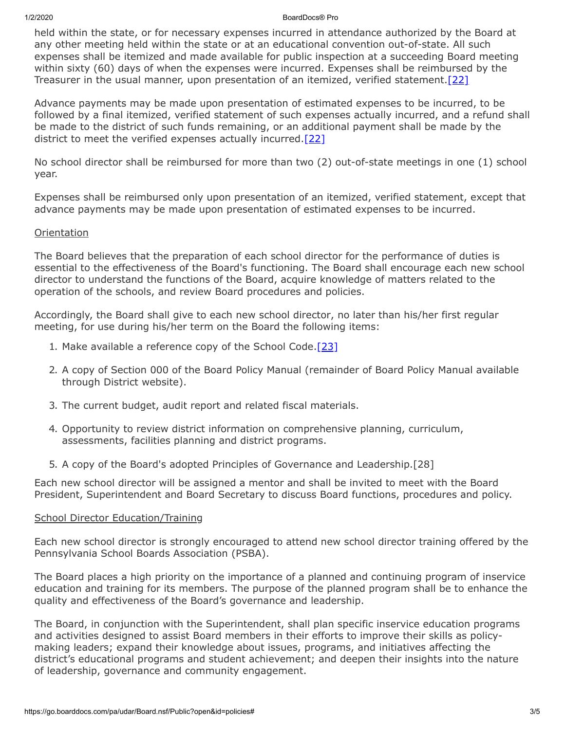held within the state, or for necessary expenses incurred in attendance authorized by the Board at any other meeting held within the state or at an educational convention out-of-state. All such expenses shall be itemized and made available for public inspection at a succeeding Board meeting within sixty (60) days of when the expenses were incurred. Expenses shall be reimbursed by the Treasurer in the usual manner, upon presentation of an itemized, verified statement.[22]

Advance payments may be made upon presentation of estimated expenses to be incurred, to be followed by a final itemized, verified statement of such expenses actually incurred, and a refund shall be made to the district of such funds remaining, or an additional payment shall be made by the district to meet the verified expenses actually incurred.[22]

No school director shall be reimbursed for more than two (2) out-of-state meetings in one (1) school year.

Expenses shall be reimbursed only upon presentation of an itemized, verified statement, except that advance payments may be made upon presentation of estimated expenses to be incurred.

<u>Orientation</u>

The Board believes that the preparation of each school director for the performance of duties is essential to the effectiveness of the Board's functioning. The Board shall encourage each new school director to understand the functions of the Board, acquire knowledge of matters related to the operation of the schools, and review Board procedures and policies.

Accordingly, the Board shall give to each new school director, no later than his/her first regular meeting, for use during his/her term on the Board the following items:

1. Make available a reference copy of the School Code.[23]
2. A copy of Section 000 of the Board Policy Manual (remainder of Board Policy Manual available through District website).
3. The current budget, audit report and related fiscal materials.
4. Opportunity to review district information on comprehensive planning, curriculum, assessments, facilities planning and district programs.
5. A copy of the Board's adopted Principles of Governance and Leadership.[28]

Each new school director will be assigned a mentor and shall be invited to meet with the Board President, Superintendent and Board Secretary to discuss Board functions, procedures and policy.

<u>School Director Education/Training</u>

Each new school director is strongly encouraged to attend new school director training offered by the Pennsylvania School Boards Association (PSBA).

The Board places a high priority on the importance of a planned and continuing program of inservice education and training for its members. The purpose of the planned program shall be to enhance the quality and effectiveness of the Board's governance and leadership.

The Board, in conjunction with the Superintendent, shall plan specific inservice education programs and activities designed to assist Board members in their efforts to improve their skills as policy-making leaders; expand their knowledge about issues, programs, and initiatives affecting the district's educational programs and student achievement; and deepen their insights into the nature of leadership, governance and community engagement.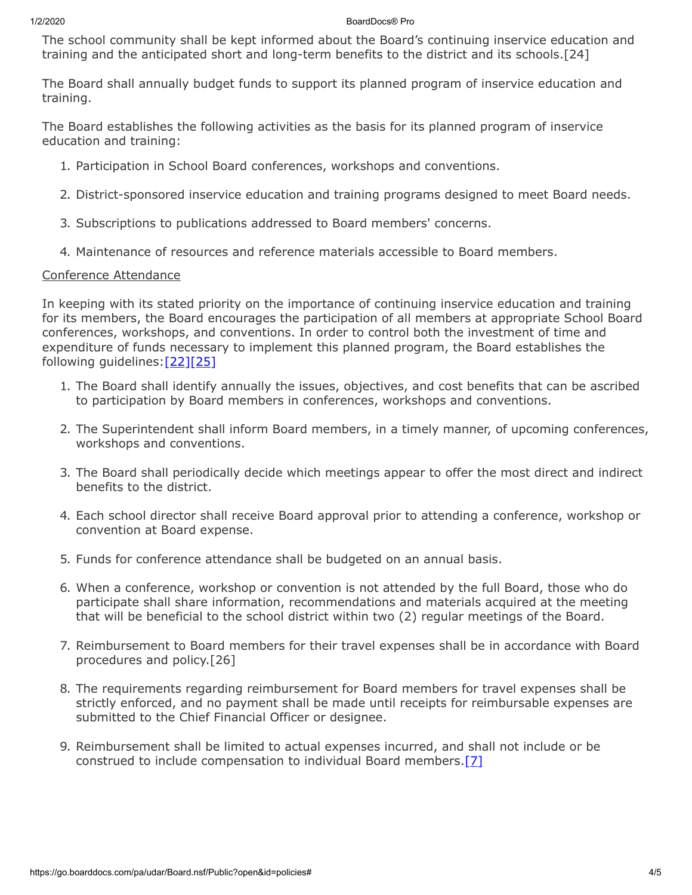The school community shall be kept informed about the Board's continuing inservice education and training and the anticipated short and long-term benefits to the district and its schools.[24]

The Board shall annually budget funds to support its planned program of inservice education and training.

The Board establishes the following activities as the basis for its planned program of inservice education and training:

1. Participation in School Board conferences, workshops and conventions.

2. District-sponsored inservice education and training programs designed to meet Board needs.

3. Subscriptions to publications addressed to Board members' concerns.

4. Maintenance of resources and reference materials accessible to Board members.

Conference Attendance

In keeping with its stated priority on the importance of continuing inservice education and training for its members, the Board encourages the participation of all members at appropriate School Board conferences, workshops, and conventions. In order to control both the investment of time and expenditure of funds necessary to implement this planned program, the Board establishes the following guidelines:[22][25]

1. The Board shall identify annually the issues, objectives, and cost benefits that can be ascribed to participation by Board members in conferences, workshops and conventions.

2. The Superintendent shall inform Board members, in a timely manner, of upcoming conferences, workshops and conventions.

3. The Board shall periodically decide which meetings appear to offer the most direct and indirect benefits to the district.

4. Each school director shall receive Board approval prior to attending a conference, workshop or convention at Board expense.

5. Funds for conference attendance shall be budgeted on an annual basis.

6. When a conference, workshop or convention is not attended by the full Board, those who do participate shall share information, recommendations and materials acquired at the meeting that will be beneficial to the school district within two (2) regular meetings of the Board.

7. Reimbursement to Board members for their travel expenses shall be in accordance with Board procedures and policy.[26]

8. The requirements regarding reimbursement for Board members for travel expenses shall be strictly enforced, and no payment shall be made until receipts for reimbursable expenses are submitted to the Chief Financial Officer or designee.

9. Reimbursement shall be limited to actual expenses incurred, and shall not include or be construed to include compensation to individual Board members.[7]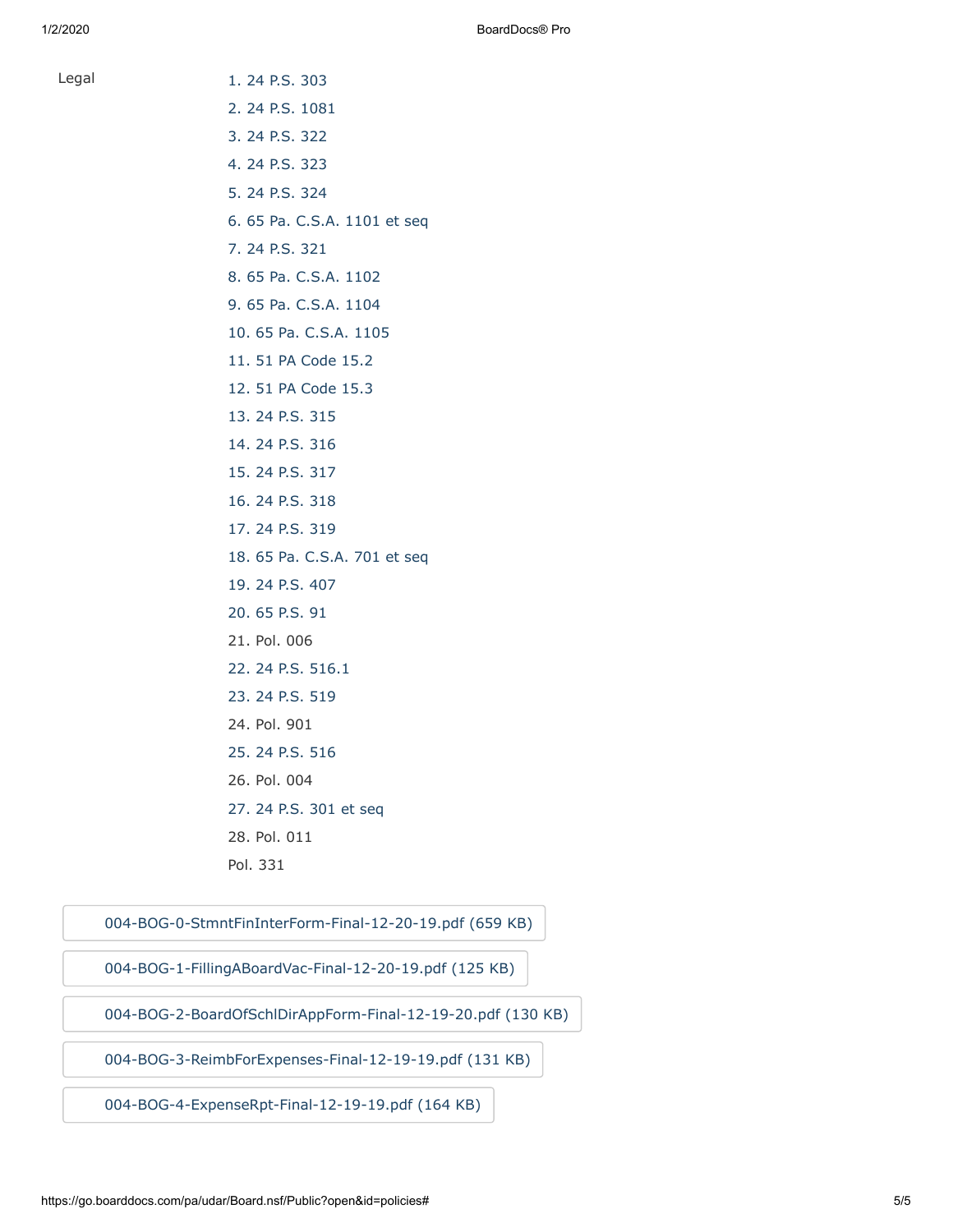Legal

1. 24 P.S. 303
2. 24 P.S. 1081
3. 24 P.S. 322
4. 24 P.S. 323
5. 24 P.S. 324
6. 65 Pa. C.S.A. 1101 et seq
7. 24 P.S. 321
8. 65 Pa. C.S.A. 1102
9. 65 Pa. C.S.A. 1104
10. 65 Pa. C.S.A. 1105
11. 51 PA Code 15.2
12. 51 PA Code 15.3
13. 24 P.S. 315
14. 24 P.S. 316
15. 24 P.S. 317
16. 24 P.S. 318
17. 24 P.S. 319
18. 65 Pa. C.S.A. 701 et seq
19. 24 P.S. 407
20. 65 P.S. 91
21. Pol. 006
22. 24 P.S. 516.1
23. 24 P.S. 519
24. Pol. 901
25. 24 P.S. 516
26. Pol. 004
27. 24 P.S. 301 et seq
28. Pol. 011

Pol. 331

004-BOG-0-StmntFinInterForm-Final-12-20-19.pdf (659 KB)

004-BOG-1-FillingABoardVac-Final-12-20-19.pdf (125 KB)

004-BOG-2-BoardOfSchlDirAppForm-Final-12-19-20.pdf (130 KB)

004-BOG-3-ReimbForExpenses-Final-12-19-19.pdf (131 KB)

004-BOG-4-ExpenseRpt-Final-12-19-19.pdf (164 KB)